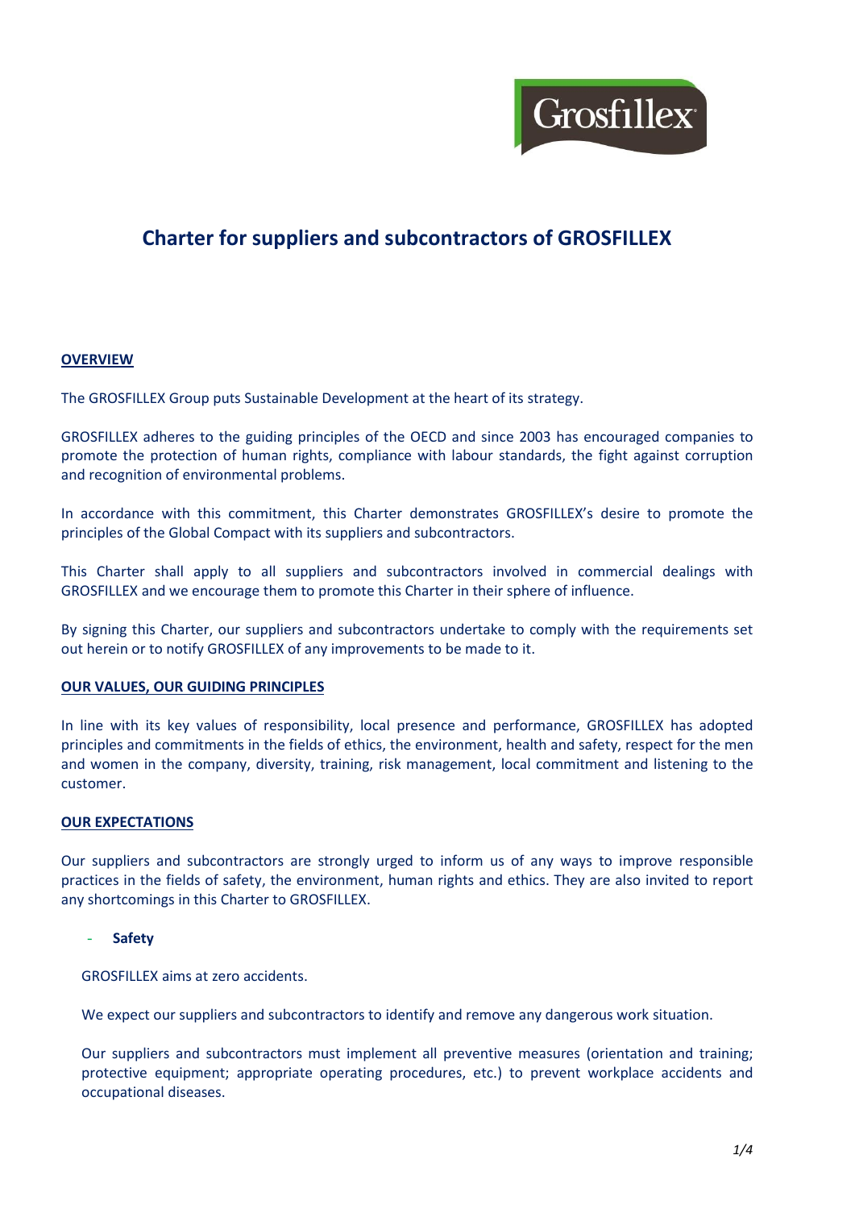# Charter for suppliers and subcontractors of GROSFILLEX

## OVERVIEW

The GROSFILLEX Group puts Sustainable Development at the heart of its strategy.

GROSFILLEX adheres to the guiding principles of the OECD and since 2003 has encouraged companies to promote the protection of human rights, compliance with labour standards, the fight against corruption and recognition of environmental problems.

In accordance with this commitment, this Charter demonstrates GROSFILLEX's desire to promote the principles of the Global Compact with its suppliers and subcontractors.

This Charter shall apply to all suppliers and subcontractors involved in commercial dealings with GROSFILLEX and we encourage them to promote this Charter in their sphere of influence.

By signing this Charter, our suppliers and subcontractors undertake to comply with the requirements set out herein or to notify GROSFILLEX of any improvements to be made to it.

## OUR VALUES, OUR GUIDING PRINCIPLES

In line with its key values of responsibility, local presence and performance, GROSFILLEX has adopted principles and commitments in the fields of ethics, the environment, health and safety, respect for the men and women in the company, diversity, training, risk management, local commitment and listening to the customer.

## OUR EXPECTATIONS

Our suppliers and subcontractors are strongly urged to inform us of any ways to improve responsible practices in the fields of safety, the environment, human rights and ethics. They are also invited to report any shortcomings in this Charter to GROSFILLEX.

- **Safety**

  GROSFILLEX aims at zero accidents.

  We expect our suppliers and subcontractors to identify and remove any dangerous work situation.

  Our suppliers and subcontractors must implement all preventive measures (orientation and training; protective equipment; appropriate operating procedures, etc.) to prevent workplace accidents and occupational diseases.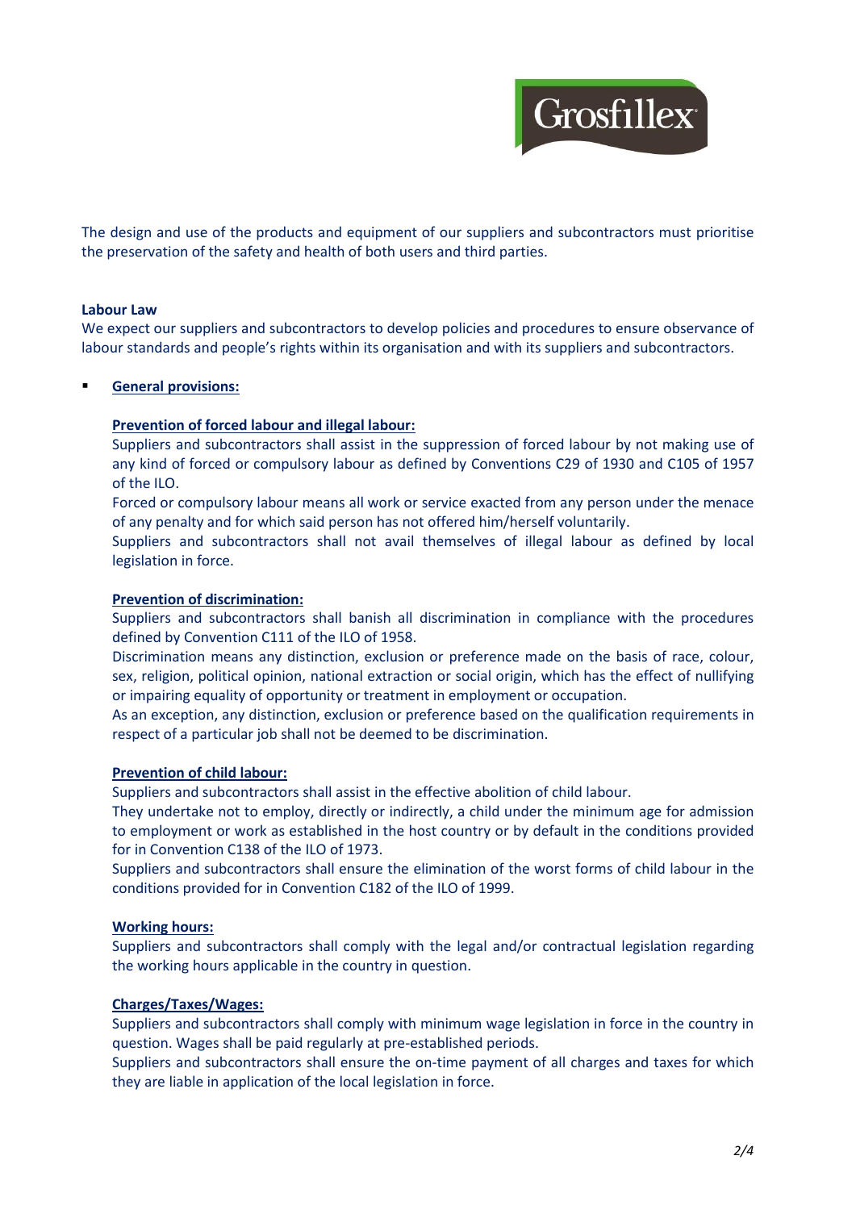The design and use of the products and equipment of our suppliers and subcontractors must prioritise the preservation of the safety and health of both users and third parties.

**Labour Law**

We expect our suppliers and subcontractors to develop policies and procedures to ensure observance of labour standards and people's rights within its organisation and with its suppliers and subcontractors.

- **General provisions:**

**Prevention of forced labour and illegal labour:**

Suppliers and subcontractors shall assist in the suppression of forced labour by not making use of any kind of forced or compulsory labour as defined by Conventions C29 of 1930 and C105 of 1957 of the ILO.

Forced or compulsory labour means all work or service exacted from any person under the menace of any penalty and for which said person has not offered him/herself voluntarily.

Suppliers and subcontractors shall not avail themselves of illegal labour as defined by local legislation in force.

**Prevention of discrimination:**

Suppliers and subcontractors shall banish all discrimination in compliance with the procedures defined by Convention C111 of the ILO of 1958.

Discrimination means any distinction, exclusion or preference made on the basis of race, colour, sex, religion, political opinion, national extraction or social origin, which has the effect of nullifying or impairing equality of opportunity or treatment in employment or occupation.

As an exception, any distinction, exclusion or preference based on the qualification requirements in respect of a particular job shall not be deemed to be discrimination.

**Prevention of child labour:**

Suppliers and subcontractors shall assist in the effective abolition of child labour.

They undertake not to employ, directly or indirectly, a child under the minimum age for admission to employment or work as established in the host country or by default in the conditions provided for in Convention C138 of the ILO of 1973.

Suppliers and subcontractors shall ensure the elimination of the worst forms of child labour in the conditions provided for in Convention C182 of the ILO of 1999.

**Working hours:**

Suppliers and subcontractors shall comply with the legal and/or contractual legislation regarding the working hours applicable in the country in question.

**Charges/Taxes/Wages:**

Suppliers and subcontractors shall comply with minimum wage legislation in force in the country in question. Wages shall be paid regularly at pre-established periods.

Suppliers and subcontractors shall ensure the on-time payment of all charges and taxes for which they are liable in application of the local legislation in force.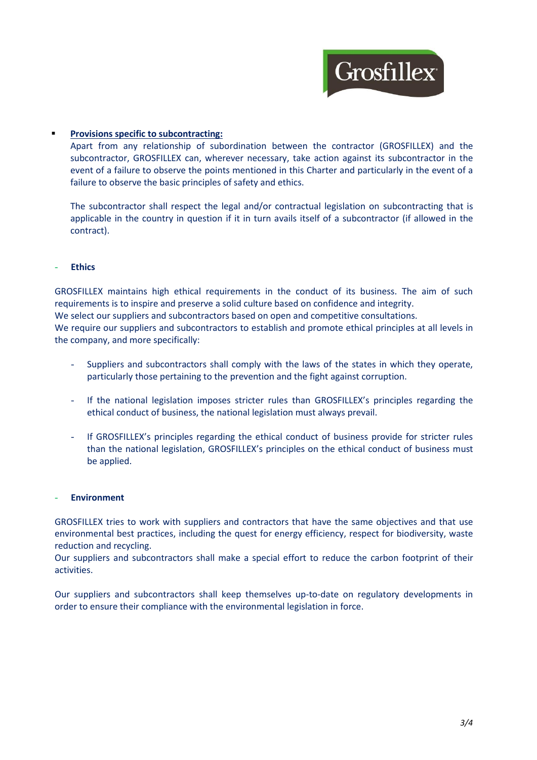- **Provisions specific to subcontracting:**

  Apart from any relationship of subordination between the contractor (GROSFILLEX) and the subcontractor, GROSFILLEX can, wherever necessary, take action against its subcontractor in the event of a failure to observe the points mentioned in this Charter and particularly in the event of a failure to observe the basic principles of safety and ethics.

  The subcontractor shall respect the legal and/or contractual legislation on subcontracting that is applicable in the country in question if it in turn avails itself of a subcontractor (if allowed in the contract).

## - Ethics

GROSFILLEX maintains high ethical requirements in the conduct of its business. The aim of such requirements is to inspire and preserve a solid culture based on confidence and integrity.
We select our suppliers and subcontractors based on open and competitive consultations.
We require our suppliers and subcontractors to establish and promote ethical principles at all levels in the company, and more specifically:

- Suppliers and subcontractors shall comply with the laws of the states in which they operate, particularly those pertaining to the prevention and the fight against corruption.

- If the national legislation imposes stricter rules than GROSFILLEX's principles regarding the ethical conduct of business, the national legislation must always prevail.

- If GROSFILLEX's principles regarding the ethical conduct of business provide for stricter rules than the national legislation, GROSFILLEX's principles on the ethical conduct of business must be applied.

## - Environment

GROSFILLEX tries to work with suppliers and contractors that have the same objectives and that use environmental best practices, including the quest for energy efficiency, respect for biodiversity, waste reduction and recycling.
Our suppliers and subcontractors shall make a special effort to reduce the carbon footprint of their activities.

Our suppliers and subcontractors shall keep themselves up-to-date on regulatory developments in order to ensure their compliance with the environmental legislation in force.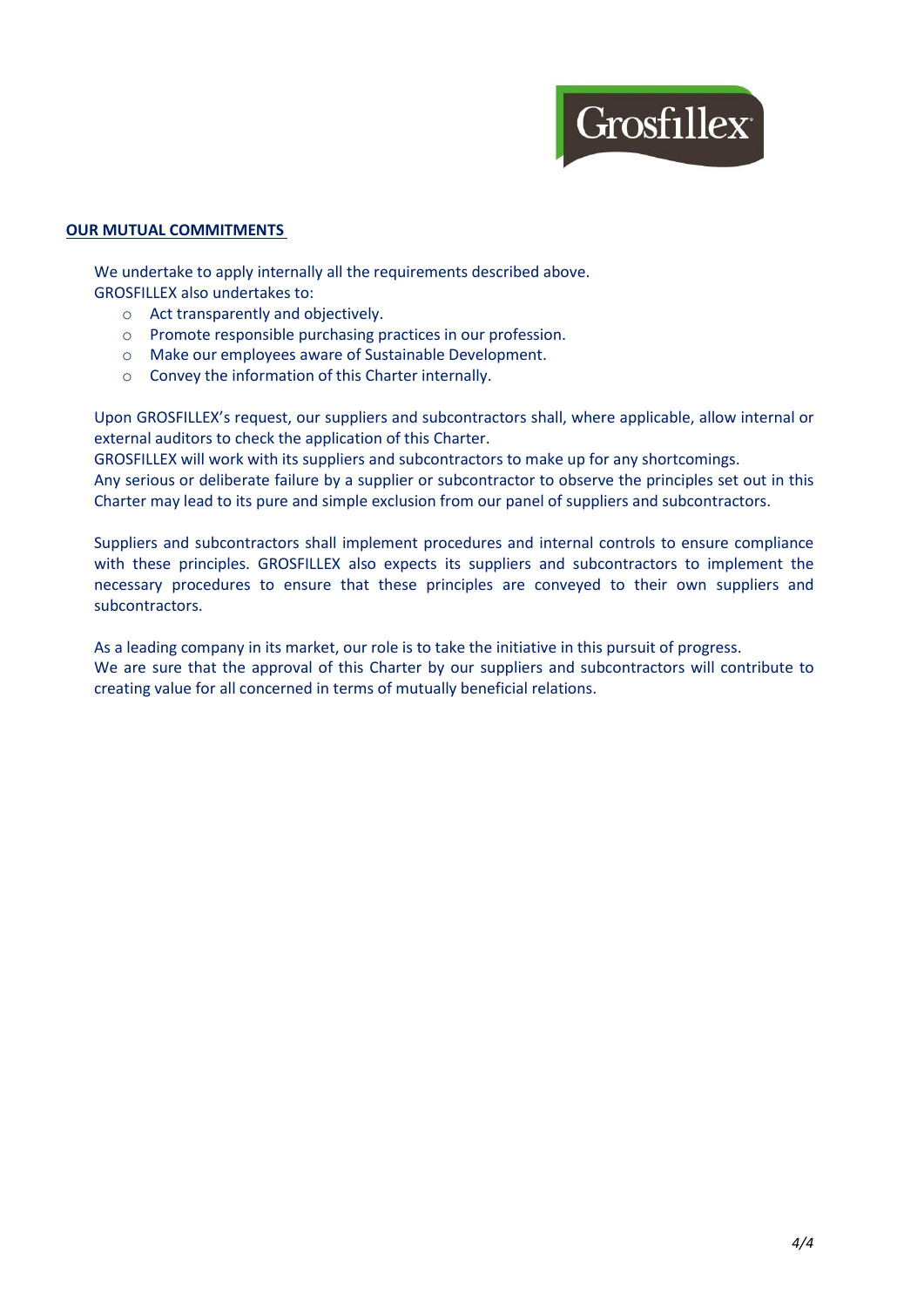## OUR MUTUAL COMMITMENTS

We undertake to apply internally all the requirements described above.
GROSFILLEX also undertakes to:

- Act transparently and objectively.
- Promote responsible purchasing practices in our profession.
- Make our employees aware of Sustainable Development.
- Convey the information of this Charter internally.

Upon GROSFILLEX's request, our suppliers and subcontractors shall, where applicable, allow internal or external auditors to check the application of this Charter.
GROSFILLEX will work with its suppliers and subcontractors to make up for any shortcomings.
Any serious or deliberate failure by a supplier or subcontractor to observe the principles set out in this Charter may lead to its pure and simple exclusion from our panel of suppliers and subcontractors.

Suppliers and subcontractors shall implement procedures and internal controls to ensure compliance with these principles. GROSFILLEX also expects its suppliers and subcontractors to implement the necessary procedures to ensure that these principles are conveyed to their own suppliers and subcontractors.

As a leading company in its market, our role is to take the initiative in this pursuit of progress.
We are sure that the approval of this Charter by our suppliers and subcontractors will contribute to creating value for all concerned in terms of mutually beneficial relations.